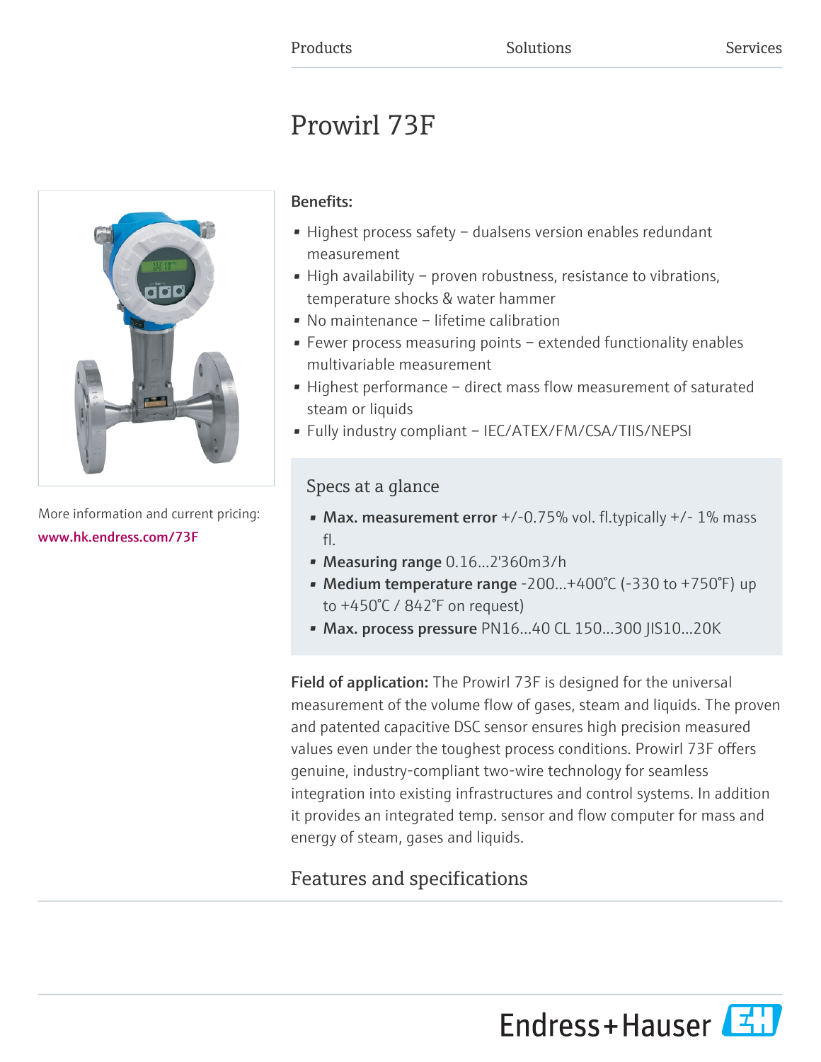Products Solutions Services

# Prowirl 73F

More information and current pricing:
www.hk.endress.com/73F

**Benefits:**

- Highest process safety – dualsens version enables redundant measurement
- High availability – proven robustness, resistance to vibrations, temperature shocks & water hammer
- No maintenance – lifetime calibration
- Fewer process measuring points – extended functionality enables multivariable measurement
- Highest performance – direct mass flow measurement of saturated steam or liquids
- Fully industry compliant – IEC/ATEX/FM/CSA/TIIS/NEPSI

## Specs at a glance

- **Max. measurement error** +/-0.75% vol. fl.typically +/- 1% mass fl.
- **Measuring range** 0.16...2'360m3/h
- **Medium temperature range** -200...+400°C (-330 to +750°F) up to +450°C / 842°F on request)
- **Max. process pressure** PN16...40 CL 150...300 JIS10...20K

**Field of application:** The Prowirl 73F is designed for the universal measurement of the volume flow of gases, steam and liquids. The proven and patented capacitive DSC sensor ensures high precision measured values even under the toughest process conditions. Prowirl 73F offers genuine, industry-compliant two-wire technology for seamless integration into existing infrastructures and control systems. In addition it provides an integrated temp. sensor and flow computer for mass and energy of steam, gases and liquids.

## Features and specifications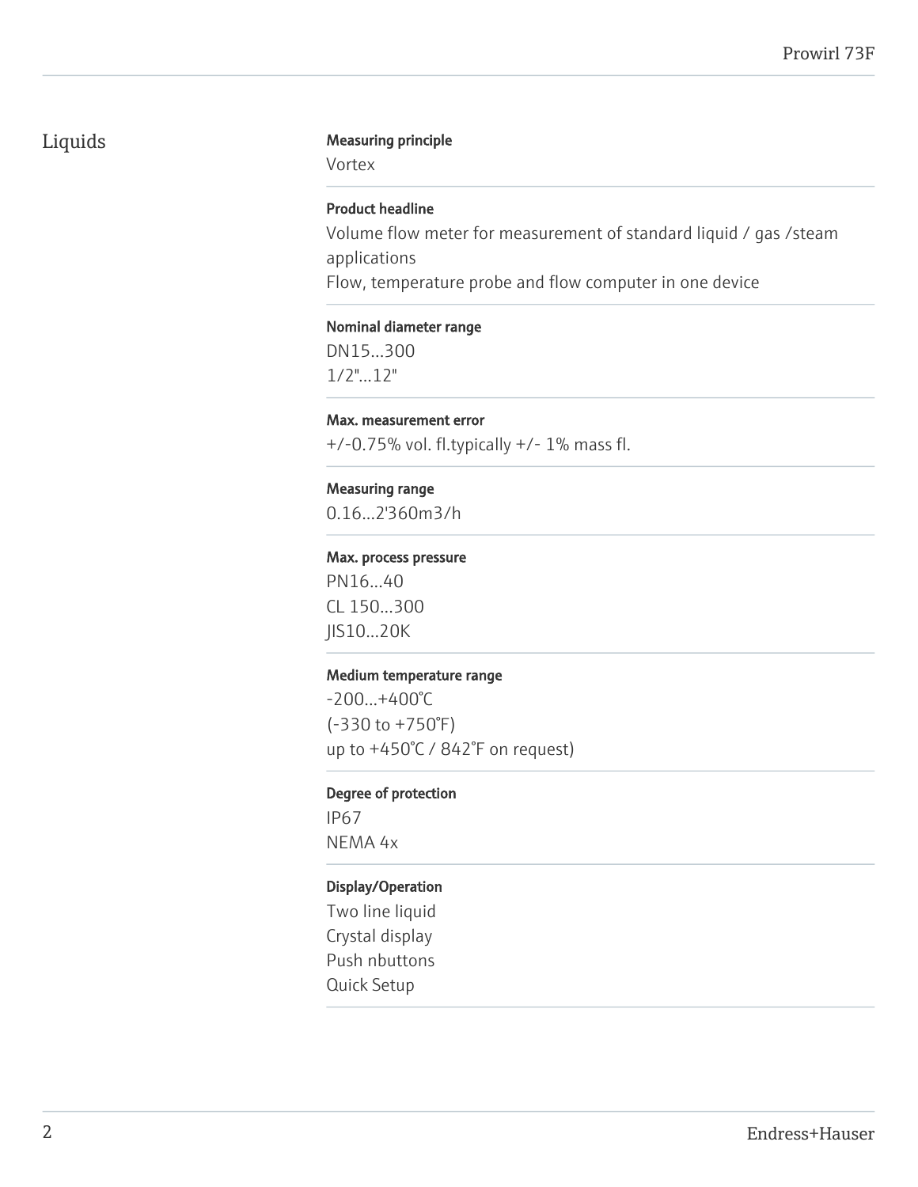## Liquids

**Measuring principle**

Vortex

**Product headline**

Volume flow meter for measurement of standard liquid / gas /steam applications
Flow, temperature probe and flow computer in one device

**Nominal diameter range**

DN15...300
1/2"...12"

**Max. measurement error**

+/-0.75% vol. fl.typically +/- 1% mass fl.

**Measuring range**

0.16...2'360m3/h

**Max. process pressure**

PN16...40
CL 150...300
JIS10...20K

**Medium temperature range**

-200...+400°C
(-330 to +750°F)
up to +450°C / 842°F on request)

**Degree of protection**

IP67
NEMA 4x

**Display/Operation**

Two line liquid
Crystal display
Push nbuttons
Quick Setup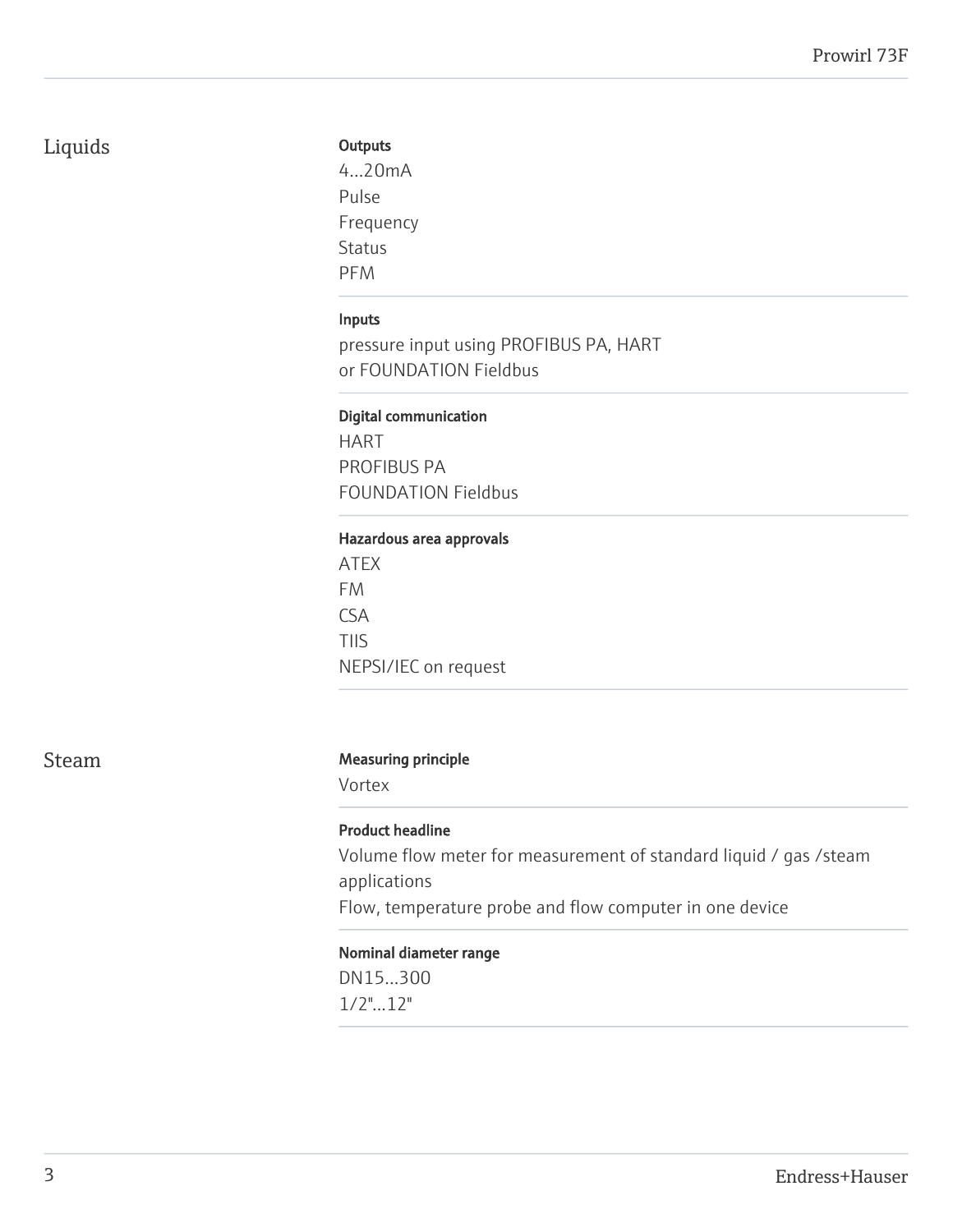## Liquids

#### Outputs

4...20mA
Pulse
Frequency
Status
PFM

#### Inputs

pressure input using PROFIBUS PA, HART or FOUNDATION Fieldbus

#### Digital communication

HART
PROFIBUS PA
FOUNDATION Fieldbus

#### Hazardous area approvals

ATEX
FM
CSA
TIIS
NEPSI/IEC on request

## Steam

#### Measuring principle

Vortex

#### Product headline

Volume flow meter for measurement of standard liquid / gas /steam applications
Flow, temperature probe and flow computer in one device

#### Nominal diameter range

DN15...300
1/2"...12"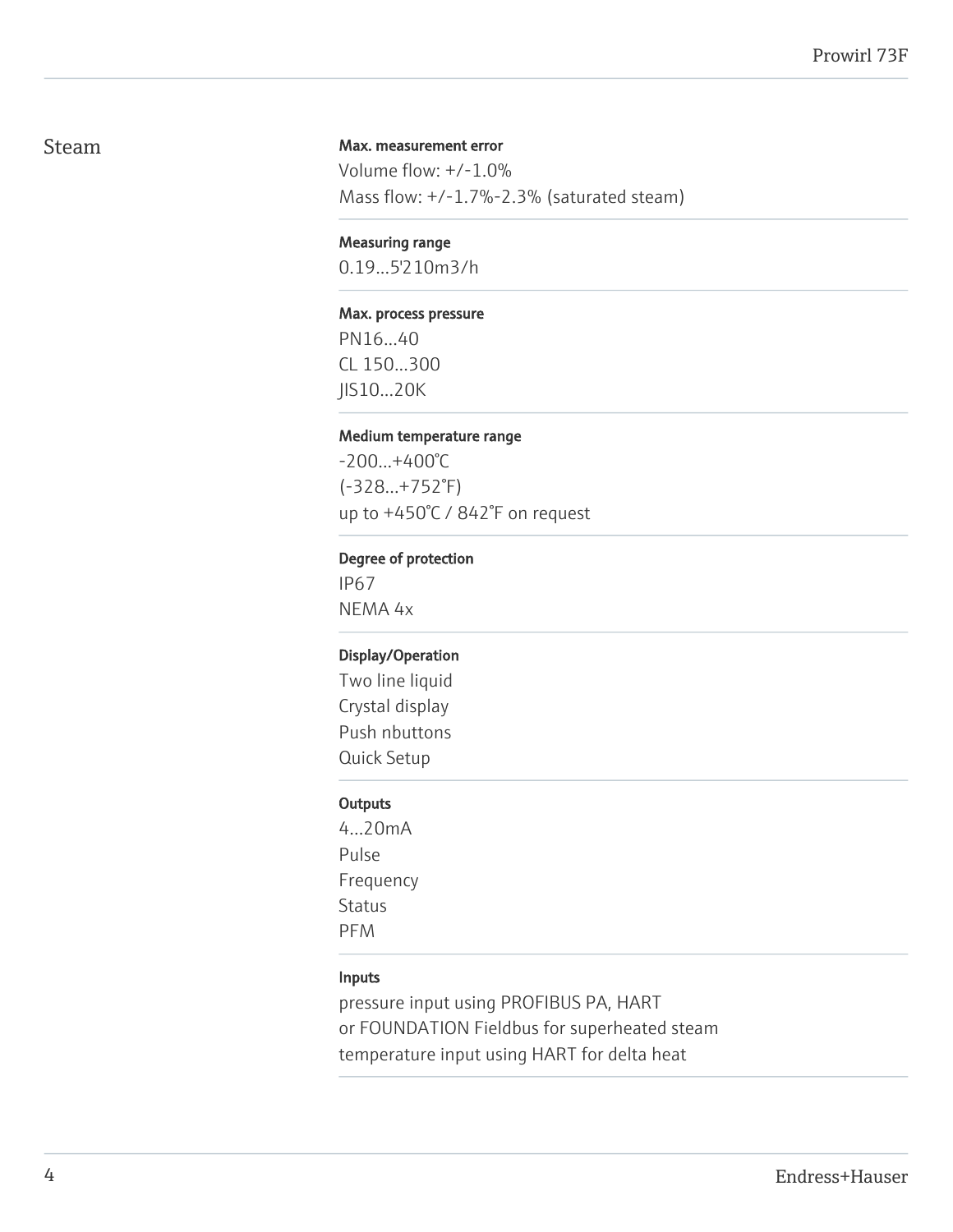## Steam

**Max. measurement error**

Volume flow: +/-1.0%
Mass flow: +/-1.7%-2.3% (saturated steam)

**Measuring range**

0.19...5'210m3/h

**Max. process pressure**

PN16...40
CL 150...300
JIS10...20K

**Medium temperature range**

-200...+400°C
(-328...+752°F)
up to +450°C / 842°F on request

**Degree of protection**

IP67
NEMA 4x

**Display/Operation**

Two line liquid
Crystal display
Push nbuttons
Quick Setup

**Outputs**

4...20mA
Pulse
Frequency
Status
PFM

**Inputs**

pressure input using PROFIBUS PA, HART
or FOUNDATION Fieldbus for superheated steam
temperature input using HART for delta heat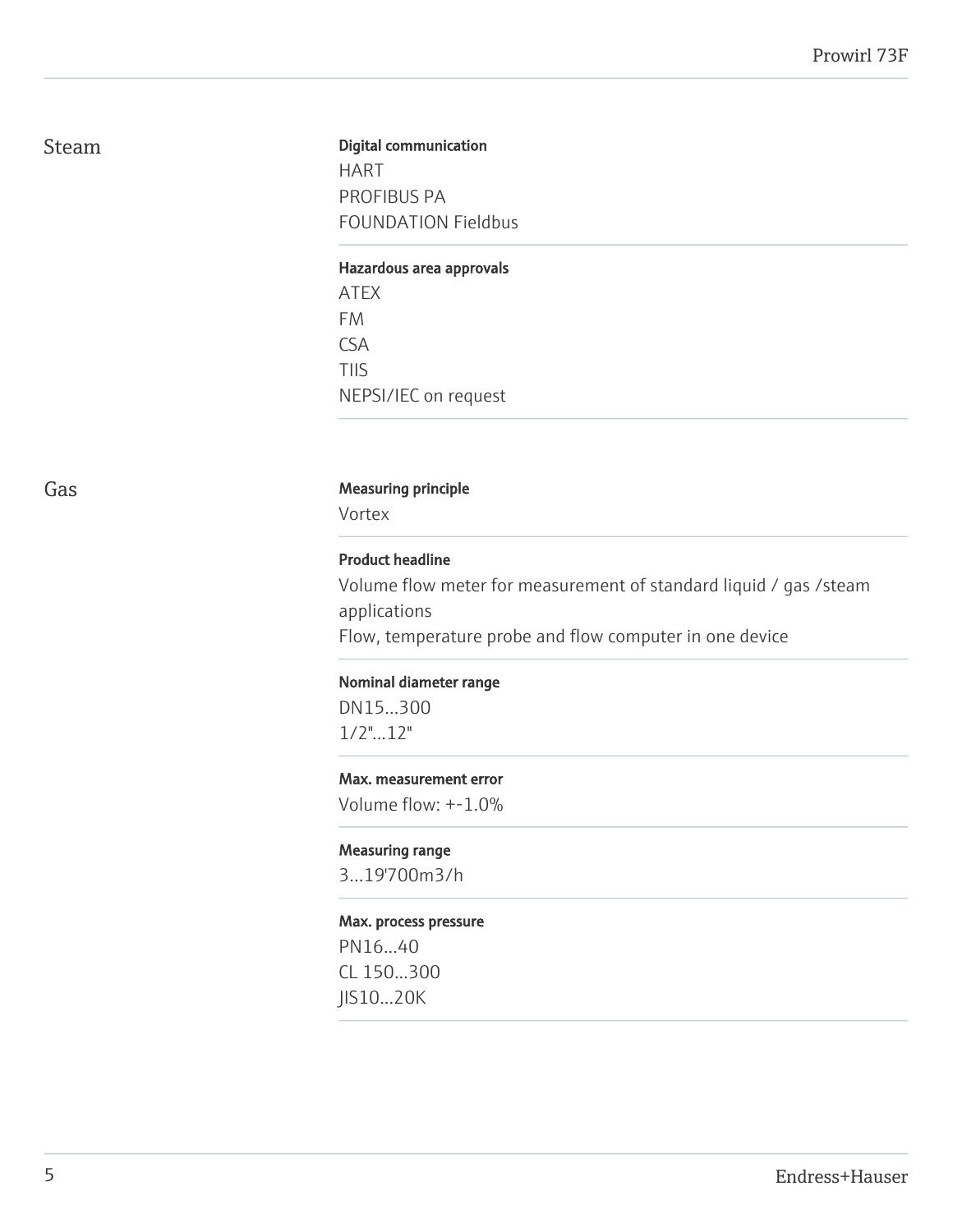## Steam

**Digital communication**

HART
PROFIBUS PA
FOUNDATION Fieldbus

**Hazardous area approvals**

ATEX
FM
CSA
TIIS
NEPSI/IEC on request

## Gas

**Measuring principle**

Vortex

**Product headline**

Volume flow meter for measurement of standard liquid / gas /steam applications
Flow, temperature probe and flow computer in one device

**Nominal diameter range**

DN15...300
1/2"...12"

**Max. measurement error**

Volume flow: +-1.0%

**Measuring range**

3...19'700m3/h

**Max. process pressure**

PN16...40
CL 150...300
JIS10...20K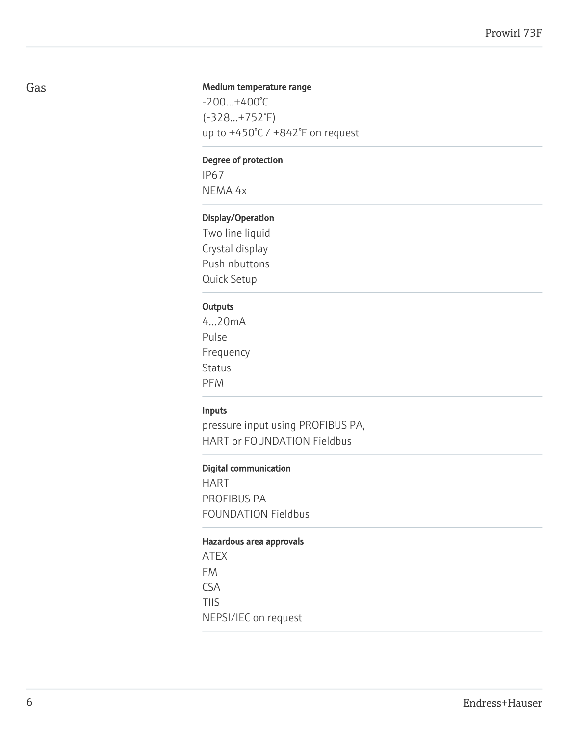## Gas

**Medium temperature range**

-200...+400°C
(-328...+752°F)
up to +450°C / +842°F on request

**Degree of protection**

IP67
NEMA 4x

**Display/Operation**

Two line liquid
Crystal display
Push nbuttons
Quick Setup

**Outputs**

4...20mA
Pulse
Frequency
Status
PFM

**Inputs**

pressure input using PROFIBUS PA,
HART or FOUNDATION Fieldbus

**Digital communication**

HART
PROFIBUS PA
FOUNDATION Fieldbus

**Hazardous area approvals**

ATEX
FM
CSA
TIIS
NEPSI/IEC on request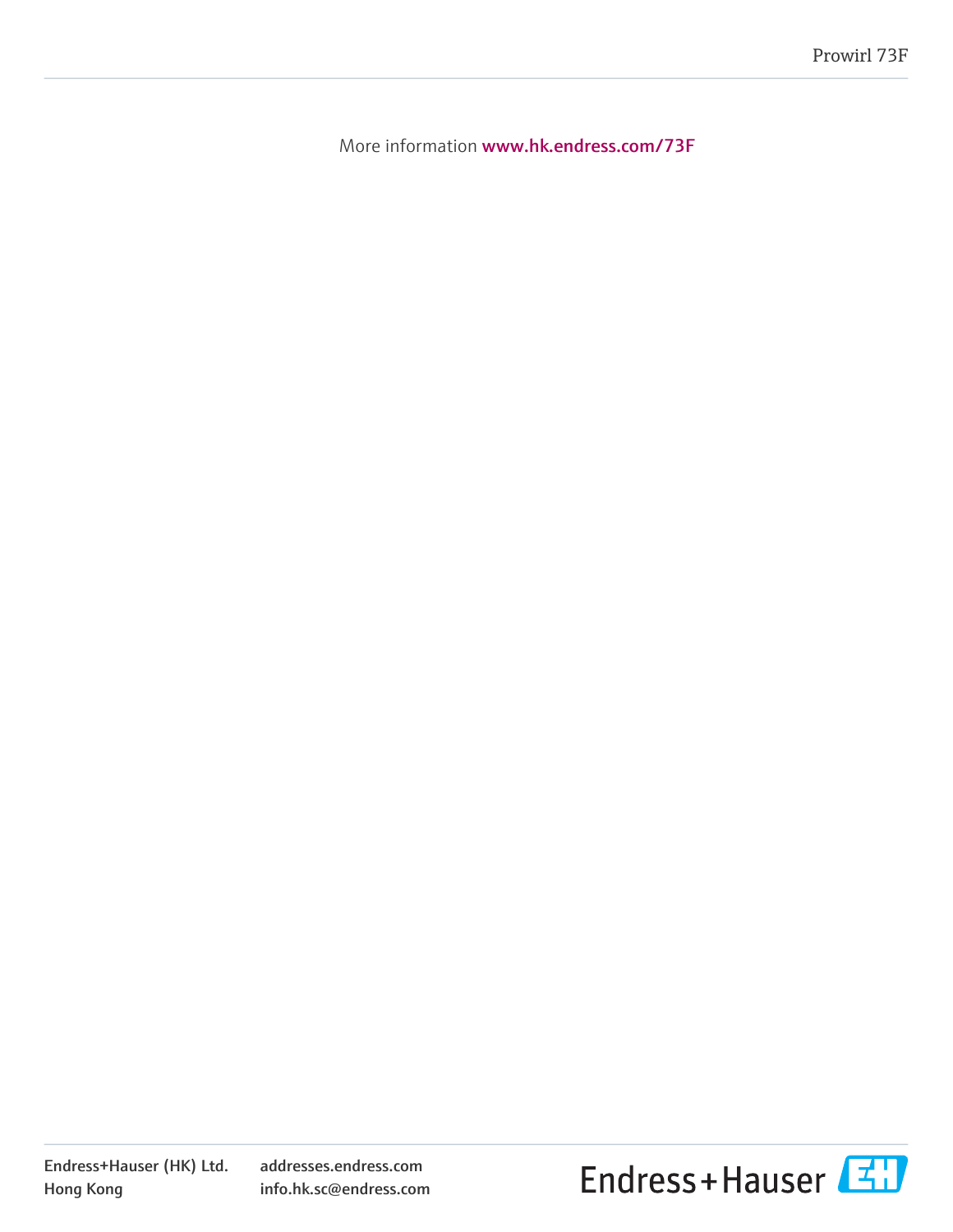More information **www.hk.endress.com/73F**

**Endress+Hauser (HK) Ltd.**
**Hong Kong**

**addresses.endress.com**
**info.hk.sc@endress.com**

Endress+Hauser